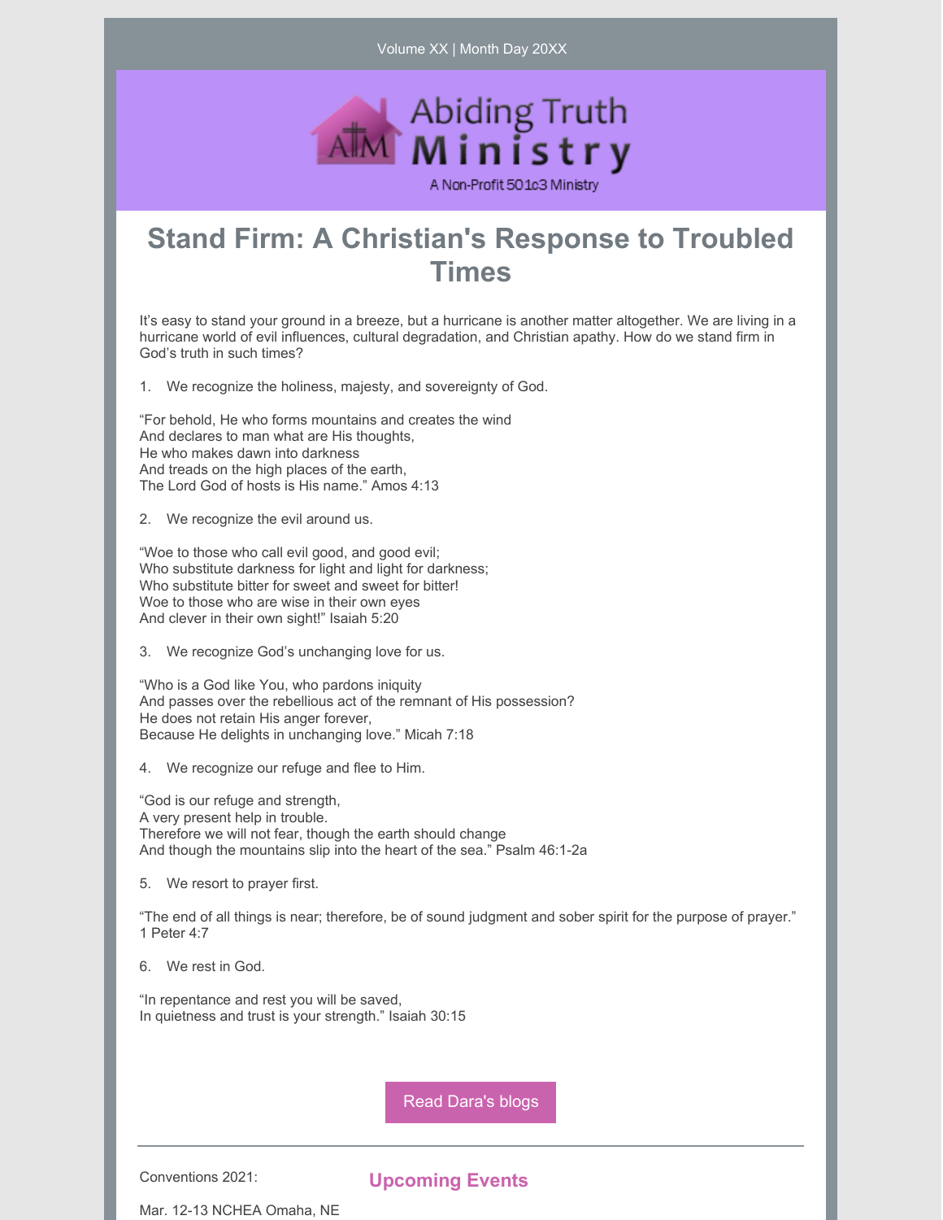Volume XX | Month Day 20XX

Abiding Truth Ministry

A Non-Profit 501c3 Ministry

# Stand Firm: A Christian's Response to Troubled Times

It's easy to stand your ground in a breeze, but a hurricane is another matter altogether. We are living in a hurricane world of evil influences, cultural degradation, and Christian apathy. How do we stand firm in God's truth in such times?

1. We recognize the holiness, majesty, and sovereignty of God.

"For behold, He who forms mountains and creates the wind
And declares to man what are His thoughts,
He who makes dawn into darkness
And treads on the high places of the earth,
The Lord God of hosts is His name." Amos 4:13

2. We recognize the evil around us.

"Woe to those who call evil good, and good evil;
Who substitute darkness for light and light for darkness;
Who substitute bitter for sweet and sweet for bitter!
Woe to those who are wise in their own eyes
And clever in their own sight!" Isaiah 5:20

3. We recognize God's unchanging love for us.

"Who is a God like You, who pardons iniquity
And passes over the rebellious act of the remnant of His possession?
He does not retain His anger forever,
Because He delights in unchanging love." Micah 7:18

4. We recognize our refuge and flee to Him.

"God is our refuge and strength,
A very present help in trouble.
Therefore we will not fear, though the earth should change
And though the mountains slip into the heart of the sea." Psalm 46:1-2a

5. We resort to prayer first.

"The end of all things is near; therefore, be of sound judgment and sober spirit for the purpose of prayer." 1 Peter 4:7

6. We rest in God.

"In repentance and rest you will be saved,
In quietness and trust is your strength." Isaiah 30:15

Read Dara's blogs

---

## Upcoming Events

Conventions 2021:

Mar. 12-13 NCHEA Omaha, NE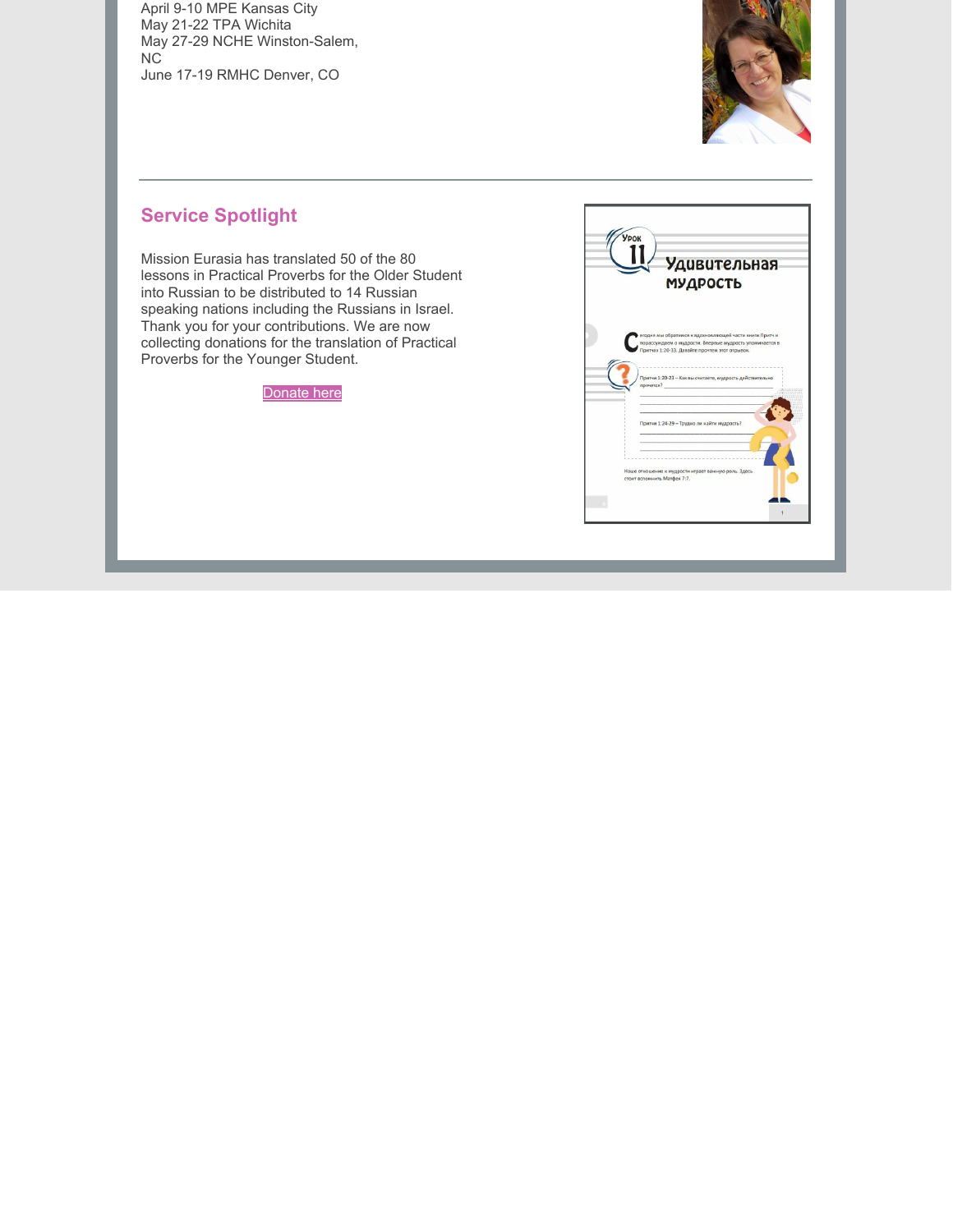April 9-10 MPE Kansas City
May 21-22 TPA Wichita
May 27-29 NCHE Winston-Salem, NC
June 17-19 RMHC Denver, CO

---

## Service Spotlight

Mission Eurasia has translated 50 of the 80 lessons in Practical Proverbs for the Older Student into Russian to be distributed to 14 Russian speaking nations including the Russians in Israel. Thank you for your contributions. We are now collecting donations for the translation of Practical Proverbs for the Younger Student.

Donate here